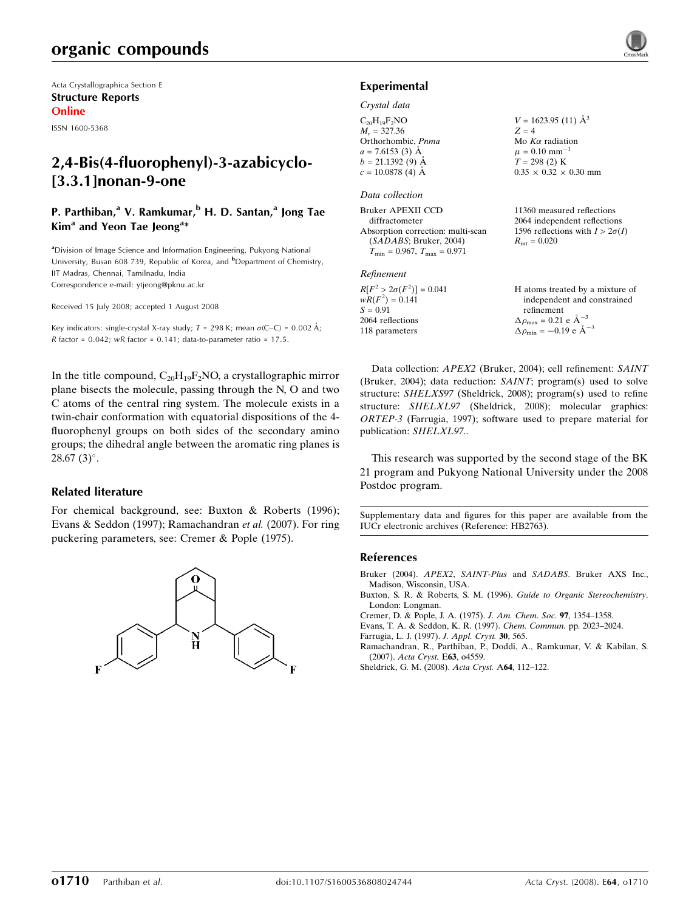Acta Crystallographica Section E
**Structure Reports**
**Online**
ISSN 1600-5368

# 2,4-Bis(4-fluorophenyl)-3-azabicyclo-[3.3.1]nonan-9-one

**P. Parthiban,[a] V. Ramkumar,[b] H. D. Santan,[a] Jong Tae Kim[a] and Yeon Tae Jeong[a]***

[a]Division of Image Science and Information Engineering, Pukyong National University, Busan 608 739, Republic of Korea, and [b]Department of Chemistry, IIT Madras, Chennai, Tamilnadu, India
Correspondence e-mail: ytjeong@pknu.ac.kr

Received 15 July 2008; accepted 1 August 2008

Key indicators: single-crystal X-ray study; $T$ = 298 K; mean $\sigma$(C–C) = 0.002 Å; $R$ factor = 0.042; $wR$ factor = 0.141; data-to-parameter ratio = 17.5.

In the title compound, $C_{20}H_{19}F_2NO$, a crystallographic mirror plane bisects the molecule, passing through the N, O and two C atoms of the central ring system. The molecule exists in a twin-chair conformation with equatorial dispositions of the 4-fluorophenyl groups on both sides of the secondary amino groups; the dihedral angle between the aromatic ring planes is 28.67 (3)°.

## Related literature

For chemical background, see: Buxton & Roberts (1996); Evans & Seddon (1997); Ramachandran *et al.* (2007). For ring puckering parameters, see: Cremer & Pople (1975).

## Experimental

### *Crystal data*

$C_{20}H_{19}F_2NO$
$M_r$ = 327.36
Orthorhombic, *Pnma*
$a$ = 7.6153 (3) Å
$b$ = 21.1392 (9) Å
$c$ = 10.0878 (4) Å
$V$ = 1623.95 (11) Å$^3$
$Z$ = 4
Mo $K\alpha$ radiation
$\mu$ = 0.10 mm$^{-1}$
$T$ = 298 (2) K
0.35 × 0.32 × 0.30 mm

### *Data collection*

Bruker APEXII CCD diffractometer
Absorption correction: multi-scan (*SADABS*; Bruker, 2004)
$T_{min}$ = 0.967, $T_{max}$ = 0.971
11360 measured reflections
2064 independent reflections
1596 reflections with $I > 2\sigma(I)$
$R_{int}$ = 0.020

### *Refinement*

$R[F^2 > 2\sigma(F^2)]$ = 0.041
$wR(F^2)$ = 0.141
$S$ = 0.91
2064 reflections
118 parameters
H atoms treated by a mixture of independent and constrained refinement
$\Delta\rho_{max}$ = 0.21 e Å$^{-3}$
$\Delta\rho_{min}$ = −0.19 e Å$^{-3}$

Data collection: *APEX2* (Bruker, 2004); cell refinement: *SAINT* (Bruker, 2004); data reduction: *SAINT*; program(s) used to solve structure: *SHELXS97* (Sheldrick, 2008); program(s) used to refine structure: *SHELXL97* (Sheldrick, 2008); molecular graphics: *ORTEP-3* (Farrugia, 1997); software used to prepare material for publication: *SHELXL97*..

This research was supported by the second stage of the BK 21 program and Pukyong National University under the 2008 Postdoc program.

Supplementary data and figures for this paper are available from the IUCr electronic archives (Reference: HB2763).

## References

Bruker (2004). *APEX2*, *SAINT-Plus* and *SADABS*. Bruker AXS Inc., Madison, Wisconsin, USA.
Buxton, S. R. & Roberts, S. M. (1996). *Guide to Organic Stereochemistry*. London: Longman.
Cremer, D. & Pople, J. A. (1975). *J. Am. Chem. Soc.* **97**, 1354–1358.
Evans, T. A. & Seddon, K. R. (1997). *Chem. Commun.* pp. 2023–2024.
Farrugia, L. J. (1997). *J. Appl. Cryst.* **30**, 565.
Ramachandran, R., Parthiban, P., Doddi, A., Ramkumar, V. & Kabilan, S. (2007). *Acta Cryst.* E**63**, o4559.
Sheldrick, G. M. (2008). *Acta Cryst.* A**64**, 112–122.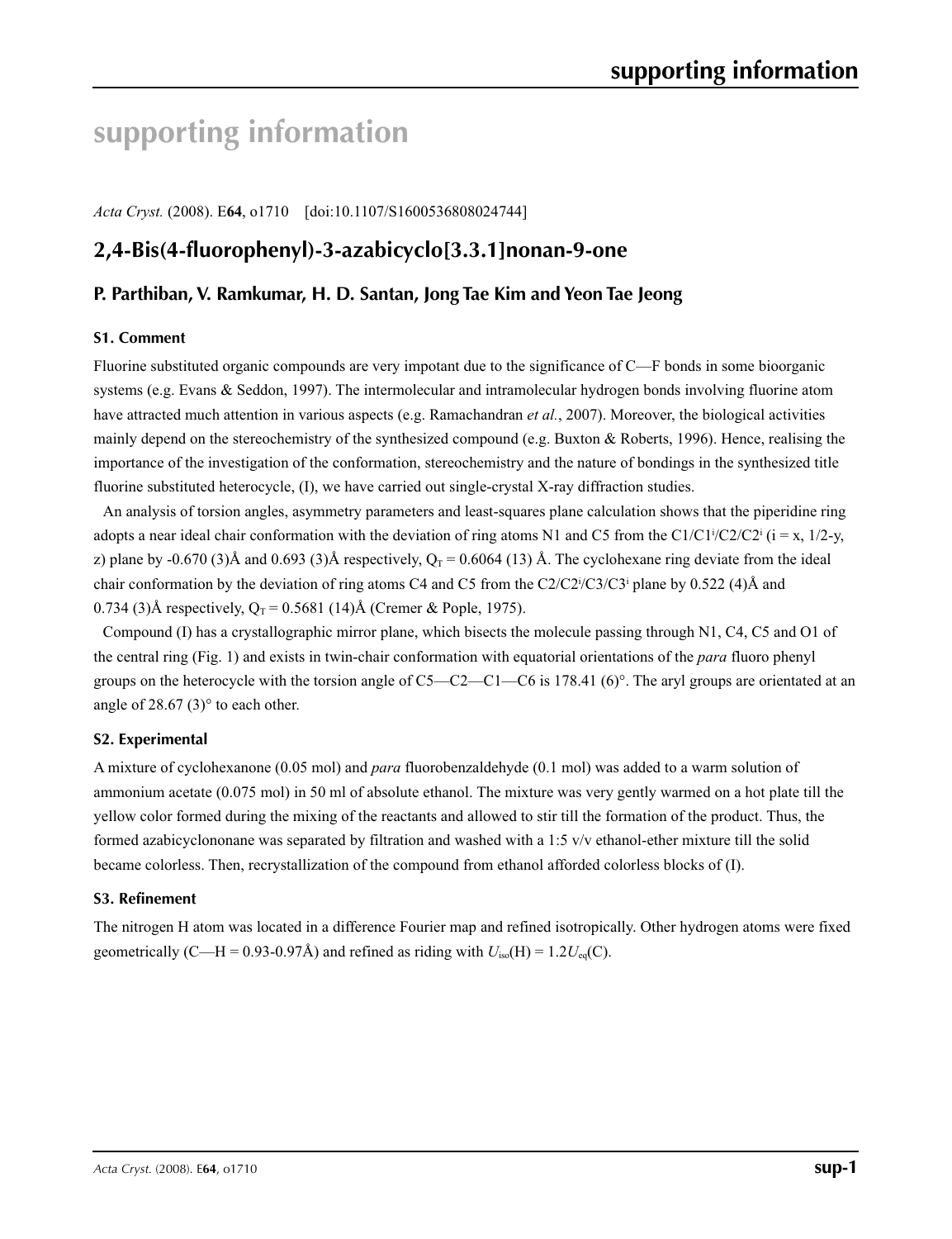# supporting information

*Acta Cryst.* (2008). E**64**, o1710 [doi:10.1107/S1600536808024744]

## 2,4-Bis(4-fluorophenyl)-3-azabicyclo[3.3.1]nonan-9-one

### P. Parthiban, V. Ramkumar, H. D. Santan, Jong Tae Kim and Yeon Tae Jeong

### S1. Comment

Fluorine substituted organic compounds are very impotant due to the significance of C—F bonds in some bioorganic systems (e.g. Evans & Seddon, 1997). The intermolecular and intramolecular hydrogen bonds involving fluorine atom have attracted much attention in various aspects (e.g. Ramachandran *et al.*, 2007). Moreover, the biological activities mainly depend on the stereochemistry of the synthesized compound (e.g. Buxton & Roberts, 1996). Hence, realising the importance of the investigation of the conformation, stereochemistry and the nature of bondings in the synthesized title fluorine substituted heterocycle, (I), we have carried out single-crystal X-ray diffraction studies.

An analysis of torsion angles, asymmetry parameters and least-squares plane calculation shows that the piperidine ring adopts a near ideal chair conformation with the deviation of ring atoms N1 and C5 from the C1/C1$^{i}$/C2/C2$^{i}$ (i = x, 1/2-y, z) plane by -0.670 (3)Å and 0.693 (3)Å respectively, $Q_T$ = 0.6064 (13) Å. The cyclohexane ring deviate from the ideal chair conformation by the deviation of ring atoms C4 and C5 from the C2/C2$^{i}$/C3/C3$^{i}$ plane by 0.522 (4)Å and 0.734 (3)Å respectively, $Q_T$ = 0.5681 (14)Å (Cremer & Pople, 1975).

Compound (I) has a crystallographic mirror plane, which bisects the molecule passing through N1, C4, C5 and O1 of the central ring (Fig. 1) and exists in twin-chair conformation with equatorial orientations of the *para* fluoro phenyl groups on the heterocycle with the torsion angle of C5—C2—C1—C6 is 178.41 (6)°. The aryl groups are orientated at an angle of 28.67 (3)° to each other.

### S2. Experimental

A mixture of cyclohexanone (0.05 mol) and *para* fluorobenzaldehyde (0.1 mol) was added to a warm solution of ammonium acetate (0.075 mol) in 50 ml of absolute ethanol. The mixture was very gently warmed on a hot plate till the yellow color formed during the mixing of the reactants and allowed to stir till the formation of the product. Thus, the formed azabicyclononane was separated by filtration and washed with a 1:5 v/v ethanol-ether mixture till the solid became colorless. Then, recrystallization of the compound from ethanol afforded colorless blocks of (I).

### S3. Refinement

The nitrogen H atom was located in a difference Fourier map and refined isotropically. Other hydrogen atoms were fixed geometrically (C—H = 0.93-0.97Å) and refined as riding with $U_{iso}$(H) = 1.2$U_{eq}$(C).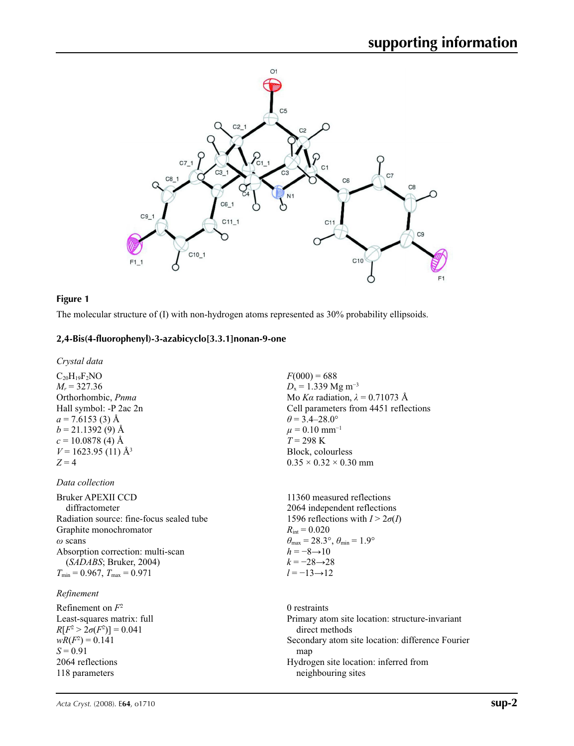**Figure 1**

The molecular structure of (I) with non-hydrogen atoms represented as 30% probability ellipsoids.

### 2,4-Bis(4-fluorophenyl)-3-azabicyclo[3.3.1]nonan-9-one

*Crystal data*

$C_{20}H_{19}F_2NO$
$M_r = 327.36$
Orthorhombic, *Pnma*
Hall symbol: -P 2ac 2n
$a = 7.6153$ (3) Å
$b = 21.1392$ (9) Å
$c = 10.0878$ (4) Å
$V = 1623.95$ (11) Å$^3$
$Z = 4$

$F(000) = 688$
$D_x = 1.339$ Mg m$^{-3}$
Mo $K\alpha$ radiation, $\lambda = 0.71073$ Å
Cell parameters from 4451 reflections
$\theta = 3.4$–28.0°
$\mu = 0.10$ mm$^{-1}$
$T = 298$ K
Block, colourless
0.35 × 0.32 × 0.30 mm

*Data collection*

Bruker APEXII CCD diffractometer
Radiation source: fine-focus sealed tube
Graphite monochromator
$\omega$ scans
Absorption correction: multi-scan (*SADABS*; Bruker, 2004)
$T_{min} = 0.967$, $T_{max} = 0.971$

11360 measured reflections
2064 independent reflections
1596 reflections with $I > 2\sigma(I)$
$R_{int} = 0.020$
$\theta_{max} = 28.3°$, $\theta_{min} = 1.9°$
$h = -8 \rightarrow 10$
$k = -28 \rightarrow 28$
$l = -13 \rightarrow 12$

*Refinement*

Refinement on $F^2$
Least-squares matrix: full
$R[F^2 > 2\sigma(F^2)] = 0.041$
$wR(F^2) = 0.141$
$S = 0.91$
2064 reflections
118 parameters

0 restraints
Primary atom site location: structure-invariant direct methods
Secondary atom site location: difference Fourier map
Hydrogen site location: inferred from neighbouring sites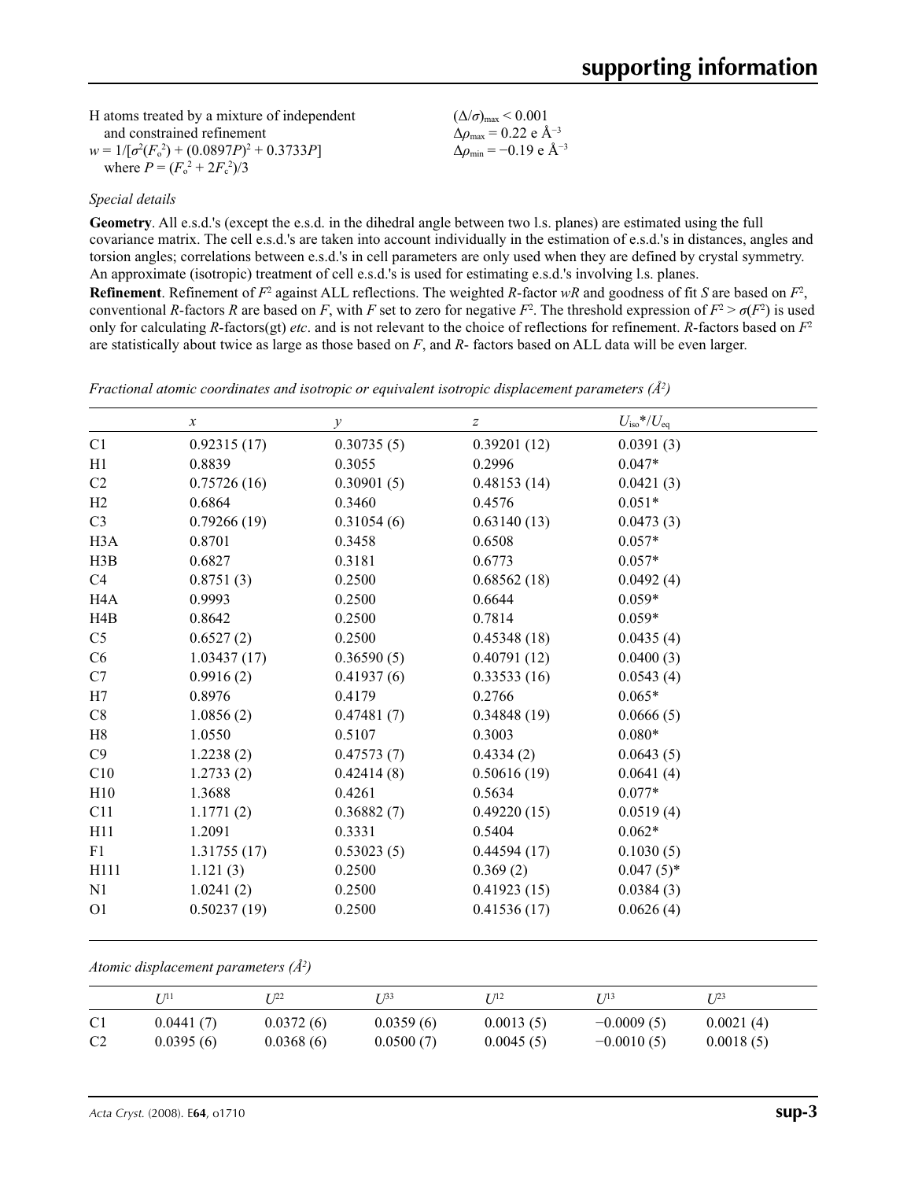H atoms treated by a mixture of independent and constrained refinement
$w = 1/[\sigma^2(F_o^2) + (0.0897P)^2 + 0.3733P]$ where $P = (F_o^2 + 2F_c^2)/3$
$(\Delta/\sigma)_{max} < 0.001$
$\Delta\rho_{max} = 0.22$ e Å$^{-3}$
$\Delta\rho_{min} = -0.19$ e Å$^{-3}$

*Special details*

**Geometry**. All e.s.d.'s (except the e.s.d. in the dihedral angle between two l.s. planes) are estimated using the full covariance matrix. The cell e.s.d.'s are taken into account individually in the estimation of e.s.d.'s in distances, angles and torsion angles; correlations between e.s.d.'s in cell parameters are only used when they are defined by crystal symmetry. An approximate (isotropic) treatment of cell e.s.d.'s is used for estimating e.s.d.'s involving l.s. planes.

**Refinement**. Refinement of $F^2$ against ALL reflections. The weighted $R$-factor $wR$ and goodness of fit $S$ are based on $F^2$, conventional $R$-factors $R$ are based on $F$, with $F$ set to zero for negative $F^2$. The threshold expression of $F^2 > \sigma(F^2)$ is used only for calculating $R$-factors(gt) *etc*. and is not relevant to the choice of reflections for refinement. $R$-factors based on $F^2$ are statistically about twice as large as those based on $F$, and $R$- factors based on ALL data will be even larger.

*Fractional atomic coordinates and isotropic or equivalent isotropic displacement parameters (Å²)*

| | $x$ | $y$ | $z$ | $U_{iso}$*/$U_{eq}$ |
|---|---|---|---|---|
| C1 | 0.92315 (17) | 0.30735 (5) | 0.39201 (12) | 0.0391 (3) |
| H1 | 0.8839 | 0.3055 | 0.2996 | 0.047* |
| C2 | 0.75726 (16) | 0.30901 (5) | 0.48153 (14) | 0.0421 (3) |
| H2 | 0.6864 | 0.3460 | 0.4576 | 0.051* |
| C3 | 0.79266 (19) | 0.31054 (6) | 0.63140 (13) | 0.0473 (3) |
| H3A | 0.8701 | 0.3458 | 0.6508 | 0.057* |
| H3B | 0.6827 | 0.3181 | 0.6773 | 0.057* |
| C4 | 0.8751 (3) | 0.2500 | 0.68562 (18) | 0.0492 (4) |
| H4A | 0.9993 | 0.2500 | 0.6644 | 0.059* |
| H4B | 0.8642 | 0.2500 | 0.7814 | 0.059* |
| C5 | 0.6527 (2) | 0.2500 | 0.45348 (18) | 0.0435 (4) |
| C6 | 1.03437 (17) | 0.36590 (5) | 0.40791 (12) | 0.0400 (3) |
| C7 | 0.9916 (2) | 0.41937 (6) | 0.33533 (16) | 0.0543 (4) |
| H7 | 0.8976 | 0.4179 | 0.2766 | 0.065* |
| C8 | 1.0856 (2) | 0.47481 (7) | 0.34848 (19) | 0.0666 (5) |
| H8 | 1.0550 | 0.5107 | 0.3003 | 0.080* |
| C9 | 1.2238 (2) | 0.47573 (7) | 0.4334 (2) | 0.0643 (5) |
| C10 | 1.2733 (2) | 0.42414 (8) | 0.50616 (19) | 0.0641 (4) |
| H10 | 1.3688 | 0.4261 | 0.5634 | 0.077* |
| C11 | 1.1771 (2) | 0.36882 (7) | 0.49220 (15) | 0.0519 (4) |
| H11 | 1.2091 | 0.3331 | 0.5404 | 0.062* |
| F1 | 1.31755 (17) | 0.53023 (5) | 0.44594 (17) | 0.1030 (5) |
| H111 | 1.121 (3) | 0.2500 | 0.369 (2) | 0.047 (5)* |
| N1 | 1.0241 (2) | 0.2500 | 0.41923 (15) | 0.0384 (3) |
| O1 | 0.50237 (19) | 0.2500 | 0.41536 (17) | 0.0626 (4) |

*Atomic displacement parameters (Å²)*

| | $U^{11}$ | $U^{22}$ | $U^{33}$ | $U^{12}$ | $U^{13}$ | $U^{23}$ |
|---|---|---|---|---|---|---|
| C1 | 0.0441 (7) | 0.0372 (6) | 0.0359 (6) | 0.0013 (5) | −0.0009 (5) | 0.0021 (4) |
| C2 | 0.0395 (6) | 0.0368 (6) | 0.0500 (7) | 0.0045 (5) | −0.0010 (5) | 0.0018 (5) |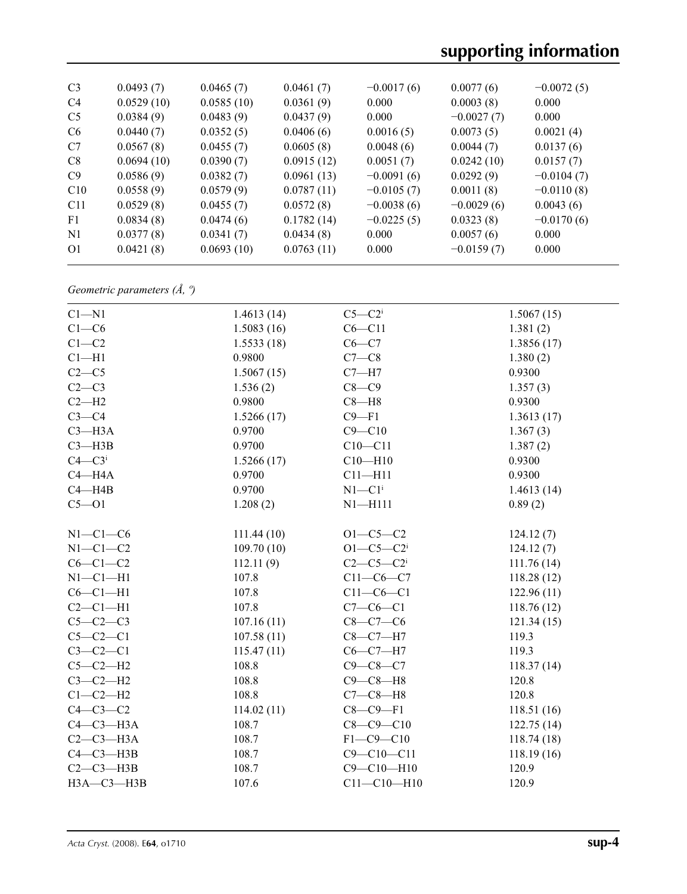| | | | | | | |
|---|---|---|---|---|---|---|
| C3 | 0.0493 (7) | 0.0465 (7) | 0.0461 (7) | −0.0017 (6) | 0.0077 (6) | −0.0072 (5) |
| C4 | 0.0529 (10) | 0.0585 (10) | 0.0361 (9) | 0.000 | 0.0003 (8) | 0.000 |
| C5 | 0.0384 (9) | 0.0483 (9) | 0.0437 (9) | 0.000 | −0.0027 (7) | 0.000 |
| C6 | 0.0440 (7) | 0.0352 (5) | 0.0406 (6) | 0.0016 (5) | 0.0073 (5) | 0.0021 (4) |
| C7 | 0.0567 (8) | 0.0455 (7) | 0.0605 (8) | 0.0048 (6) | 0.0044 (7) | 0.0137 (6) |
| C8 | 0.0694 (10) | 0.0390 (7) | 0.0915 (12) | 0.0051 (7) | 0.0242 (10) | 0.0157 (7) |
| C9 | 0.0586 (9) | 0.0382 (7) | 0.0961 (13) | −0.0091 (6) | 0.0292 (9) | −0.0104 (7) |
| C10 | 0.0558 (9) | 0.0579 (9) | 0.0787 (11) | −0.0105 (7) | 0.0011 (8) | −0.0110 (8) |
| C11 | 0.0529 (8) | 0.0455 (7) | 0.0572 (8) | −0.0038 (6) | −0.0029 (6) | 0.0043 (6) |
| F1 | 0.0834 (8) | 0.0474 (6) | 0.1782 (14) | −0.0225 (5) | 0.0323 (8) | −0.0170 (6) |
| N1 | 0.0377 (8) | 0.0341 (7) | 0.0434 (8) | 0.000 | 0.0057 (6) | 0.000 |
| O1 | 0.0421 (8) | 0.0693 (10) | 0.0763 (11) | 0.000 | −0.0159 (7) | 0.000 |

*Geometric parameters (Å, º)*

| | | | |
|---|---|---|---|
| C1—N1 | 1.4613 (14) | C5—C2$^{i}$ | 1.5067 (15) |
| C1—C6 | 1.5083 (16) | C6—C11 | 1.381 (2) |
| C1—C2 | 1.5533 (18) | C6—C7 | 1.3856 (17) |
| C1—H1 | 0.9800 | C7—C8 | 1.380 (2) |
| C2—C5 | 1.5067 (15) | C7—H7 | 0.9300 |
| C2—C3 | 1.536 (2) | C8—C9 | 1.357 (3) |
| C2—H2 | 0.9800 | C8—H8 | 0.9300 |
| C3—C4 | 1.5266 (17) | C9—F1 | 1.3613 (17) |
| C3—H3A | 0.9700 | C9—C10 | 1.367 (3) |
| C3—H3B | 0.9700 | C10—C11 | 1.387 (2) |
| C4—C3$^{i}$ | 1.5266 (17) | C10—H10 | 0.9300 |
| C4—H4A | 0.9700 | C11—H11 | 0.9300 |
| C4—H4B | 0.9700 | N1—C1$^{i}$ | 1.4613 (14) |
| C5—O1 | 1.208 (2) | N1—H111 | 0.89 (2) |
| | | | |
| N1—C1—C6 | 111.44 (10) | O1—C5—C2 | 124.12 (7) |
| N1—C1—C2 | 109.70 (10) | O1—C5—C2$^{i}$ | 124.12 (7) |
| C6—C1—C2 | 112.11 (9) | C2—C5—C2$^{i}$ | 111.76 (14) |
| N1—C1—H1 | 107.8 | C11—C6—C7 | 118.28 (12) |
| C6—C1—H1 | 107.8 | C11—C6—C1 | 122.96 (11) |
| C2—C1—H1 | 107.8 | C7—C6—C1 | 118.76 (12) |
| C5—C2—C3 | 107.16 (11) | C8—C7—C6 | 121.34 (15) |
| C5—C2—C1 | 107.58 (11) | C8—C7—H7 | 119.3 |
| C3—C2—C1 | 115.47 (11) | C6—C7—H7 | 119.3 |
| C5—C2—H2 | 108.8 | C9—C8—C7 | 118.37 (14) |
| C3—C2—H2 | 108.8 | C9—C8—H8 | 120.8 |
| C1—C2—H2 | 108.8 | C7—C8—H8 | 120.8 |
| C4—C3—C2 | 114.02 (11) | C8—C9—F1 | 118.51 (16) |
| C4—C3—H3A | 108.7 | C8—C9—C10 | 122.75 (14) |
| C2—C3—H3A | 108.7 | F1—C9—C10 | 118.74 (18) |
| C4—C3—H3B | 108.7 | C9—C10—C11 | 118.19 (16) |
| C2—C3—H3B | 108.7 | C9—C10—H10 | 120.9 |
| H3A—C3—H3B | 107.6 | C11—C10—H10 | 120.9 |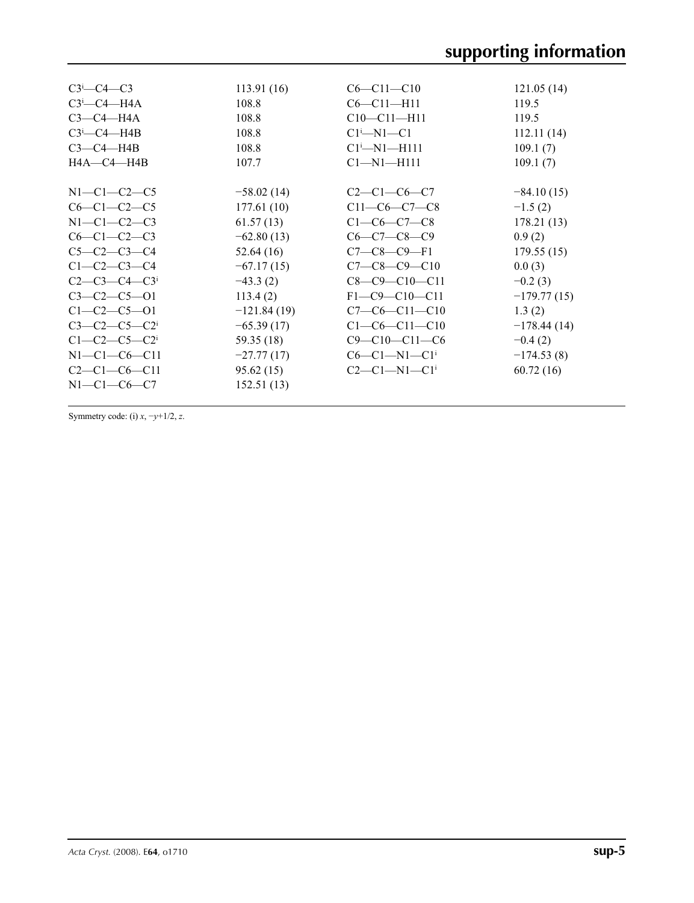| | | | |
|---|---|---|---|
| C3ⁱ—C4—C3 | 113.91 (16) | C6—C11—C10 | 121.05 (14) |
| C3ⁱ—C4—H4A | 108.8 | C6—C11—H11 | 119.5 |
| C3—C4—H4A | 108.8 | C10—C11—H11 | 119.5 |
| C3ⁱ—C4—H4B | 108.8 | C1ⁱ—N1—C1 | 112.11 (14) |
| C3—C4—H4B | 108.8 | C1ⁱ—N1—H111 | 109.1 (7) |
| H4A—C4—H4B | 107.7 | C1—N1—H111 | 109.1 (7) |
| | | | |
| N1—C1—C2—C5 | −58.02 (14) | C2—C1—C6—C7 | −84.10 (15) |
| C6—C1—C2—C5 | 177.61 (10) | C11—C6—C7—C8 | −1.5 (2) |
| N1—C1—C2—C3 | 61.57 (13) | C1—C6—C7—C8 | 178.21 (13) |
| C6—C1—C2—C3 | −62.80 (13) | C6—C7—C8—C9 | 0.9 (2) |
| C5—C2—C3—C4 | 52.64 (16) | C7—C8—C9—F1 | 179.55 (15) |
| C1—C2—C3—C4 | −67.17 (15) | C7—C8—C9—C10 | 0.0 (3) |
| C2—C3—C4—C3ⁱ | −43.3 (2) | C8—C9—C10—C11 | −0.2 (3) |
| C3—C2—C5—O1 | 113.4 (2) | F1—C9—C10—C11 | −179.77 (15) |
| C1—C2—C5—O1 | −121.84 (19) | C7—C6—C11—C10 | 1.3 (2) |
| C3—C2—C5—C2ⁱ | −65.39 (17) | C1—C6—C11—C10 | −178.44 (14) |
| C1—C2—C5—C2ⁱ | 59.35 (18) | C9—C10—C11—C6 | −0.4 (2) |
| N1—C1—C6—C11 | −27.77 (17) | C6—C1—N1—C1ⁱ | −174.53 (8) |
| C2—C1—C6—C11 | 95.62 (15) | C2—C1—N1—C1ⁱ | 60.72 (16) |
| N1—C1—C6—C7 | 152.51 (13) | | |

Symmetry code: (i) *x*, −*y*+1/2, *z*.